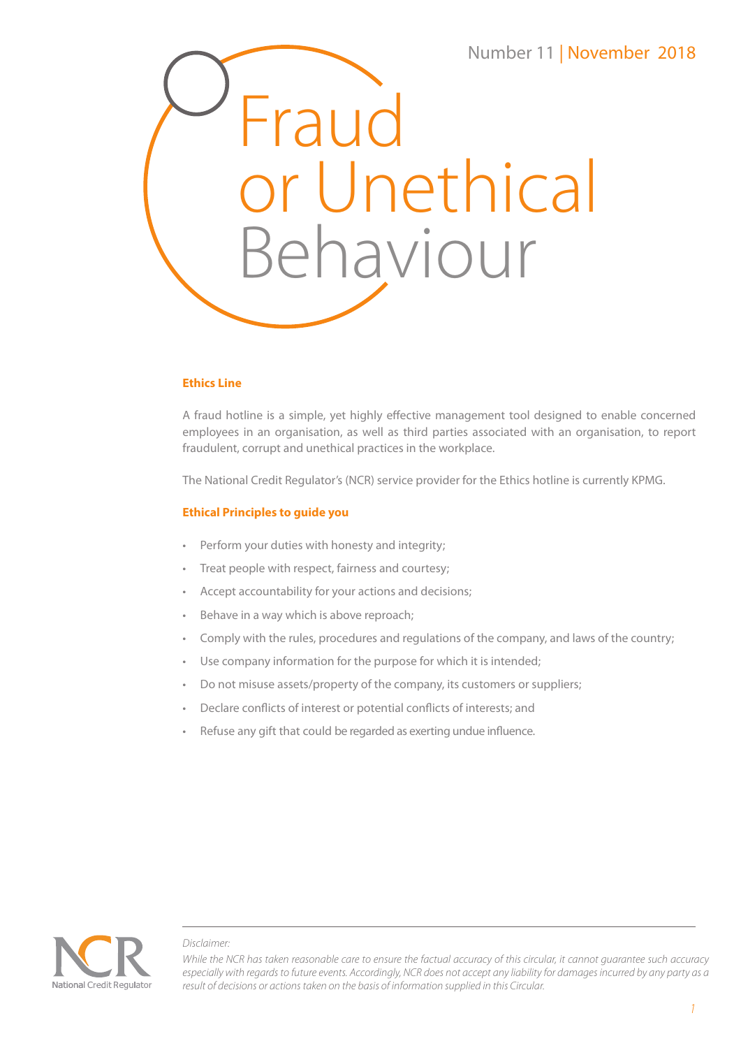Number 11 | November 2018

# Fraud or Unethical Behaviour

## Ethics Line

A fraud hotline is a simple, yet highly effective management tool designed to enable concerned employees in an organisation, as well as third parties associated with an organisation, to report fraudulent, corrupt and unethical practices in the workplace.

The National Credit Regulator's (NCR) service provider for the Ethics hotline is currently KPMG.

## Ethical Principles to guide you

- Perform your duties with honesty and integrity;
- Treat people with respect, fairness and courtesy;
- Accept accountability for your actions and decisions;
- Behave in a way which is above reproach;
- Comply with the rules, procedures and regulations of the company, and laws of the country;
- Use company information for the purpose for which it is intended;
- Do not misuse assets/property of the company, its customers or suppliers;
- Declare conflicts of interest or potential conflicts of interests; and
- Refuse any gift that could be regarded as exerting undue influence.

NCR National Credit Regulator

*Disclaimer:*

*While the NCR has taken reasonable care to ensure the factual accuracy of this circular, it cannot guarantee such accuracy especially with regards to future events. Accordingly, NCR does not accept any liability for damages incurred by any party as a result of decisions or actions taken on the basis of information supplied in this Circular.*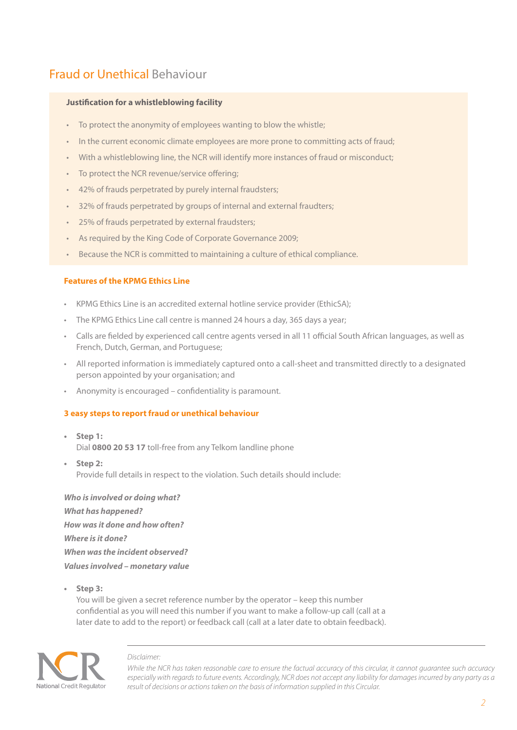# Fraud or Unethical Behaviour

**Justification for a whistleblowing facility**

- To protect the anonymity of employees wanting to blow the whistle;
- In the current economic climate employees are more prone to committing acts of fraud;
- With a whistleblowing line, the NCR will identify more instances of fraud or misconduct;
- To protect the NCR revenue/service offering;
- 42% of frauds perpetrated by purely internal fraudsters;
- 32% of frauds perpetrated by groups of internal and external fraudters;
- 25% of frauds perpetrated by external fraudsters;
- As required by the King Code of Corporate Governance 2009;
- Because the NCR is committed to maintaining a culture of ethical compliance.

### Features of the KPMG Ethics Line

- KPMG Ethics Line is an accredited external hotline service provider (EthicSA);
- The KPMG Ethics Line call centre is manned 24 hours a day, 365 days a year;
- Calls are fielded by experienced call centre agents versed in all 11 official South African languages, as well as French, Dutch, German, and Portuguese;
- All reported information is immediately captured onto a call-sheet and transmitted directly to a designated person appointed by your organisation; and
- Anonymity is encouraged – confidentiality is paramount.

### 3 easy steps to report fraud or unethical behaviour

- **Step 1:**
  Dial **0800 20 53 17** toll-free from any Telkom landline phone
- **Step 2:**
  Provide full details in respect to the violation. Such details should include:

***Who is involved or doing what?***
***What has happened?***
***How was it done and how often?***
***Where is it done?***
***When was the incident observed?***
***Values involved – monetary value***

- **Step 3:**
  You will be given a secret reference number by the operator – keep this number confidential as you will need this number if you want to make a follow-up call (call at a later date to add to the report) or feedback call (call at a later date to obtain feedback).

NCR
National Credit Regulator

*Disclaimer:*
*While the NCR has taken reasonable care to ensure the factual accuracy of this circular, it cannot guarantee such accuracy especially with regards to future events. Accordingly, NCR does not accept any liability for damages incurred by any party as a result of decisions or actions taken on the basis of information supplied in this Circular.*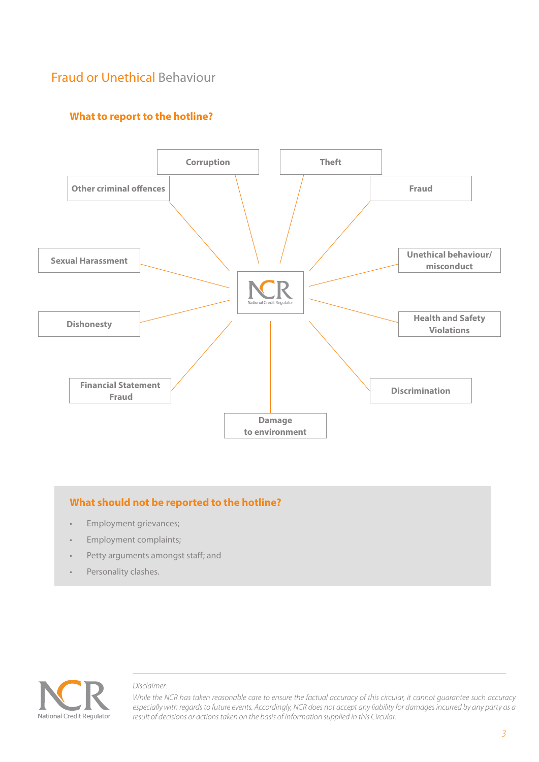## Fraud or Unethical Behaviour

### What to report to the hotline?

Corruption

Theft

Other criminal offences

Fraud

Sexual Harassment

NCR

National Credit Regulator

Unethical behaviour/ misconduct

Dishonesty

Health and Safety Violations

Financial Statement Fraud

Discrimination

Damage to environment

### What should not be reported to the hotline?

- Employment grievances;
- Employment complaints;
- Petty arguments amongst staff; and
- Personality clashes.

NCR National Credit Regulator

*Disclaimer:*

*While the NCR has taken reasonable care to ensure the factual accuracy of this circular, it cannot guarantee such accuracy especially with regards to future events. Accordingly, NCR does not accept any liability for damages incurred by any party as a result of decisions or actions taken on the basis of information supplied in this Circular.*